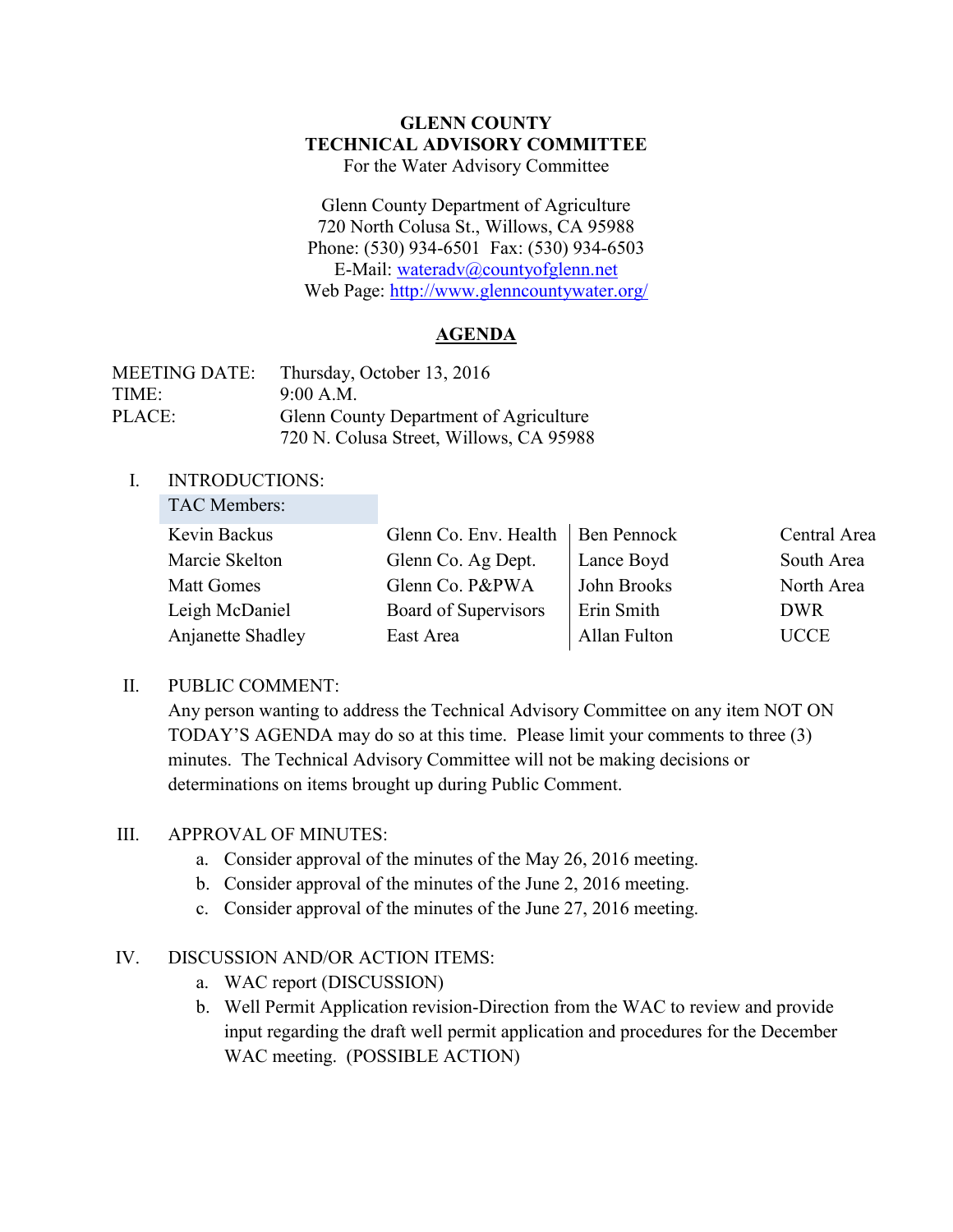# GLENN COUNTY
# TECHNICAL ADVISORY COMMITTEE

For the Water Advisory Committee

Glenn County Department of Agriculture
720 North Colusa St., Willows, CA 95988
Phone: (530) 934-6501 Fax: (530) 934-6503
E-Mail: wateradv@countyofglenn.net
Web Page: http://www.glenncountywater.org/

## AGENDA

MEETING DATE: Thursday, October 13, 2016
TIME: 9:00 A.M.
PLACE: Glenn County Department of Agriculture
720 N. Colusa Street, Willows, CA 95988

I. INTRODUCTIONS:

**TAC Members:**

| | | | |
|---|---|---|---|
| Kevin Backus | Glenn Co. Env. Health | Ben Pennock | Central Area |
| Marcie Skelton | Glenn Co. Ag Dept. | Lance Boyd | South Area |
| Matt Gomes | Glenn Co. P&PWA | John Brooks | North Area |
| Leigh McDaniel | Board of Supervisors | Erin Smith | DWR |
| Anjanette Shadley | East Area | Allan Fulton | UCCE |

II. PUBLIC COMMENT:
Any person wanting to address the Technical Advisory Committee on any item NOT ON TODAY'S AGENDA may do so at this time. Please limit your comments to three (3) minutes. The Technical Advisory Committee will not be making decisions or determinations on items brought up during Public Comment.

III. APPROVAL OF MINUTES:
   a. Consider approval of the minutes of the May 26, 2016 meeting.
   b. Consider approval of the minutes of the June 2, 2016 meeting.
   c. Consider approval of the minutes of the June 27, 2016 meeting.

IV. DISCUSSION AND/OR ACTION ITEMS:
   a. WAC report (DISCUSSION)
   b. Well Permit Application revision-Direction from the WAC to review and provide input regarding the draft well permit application and procedures for the December WAC meeting. (POSSIBLE ACTION)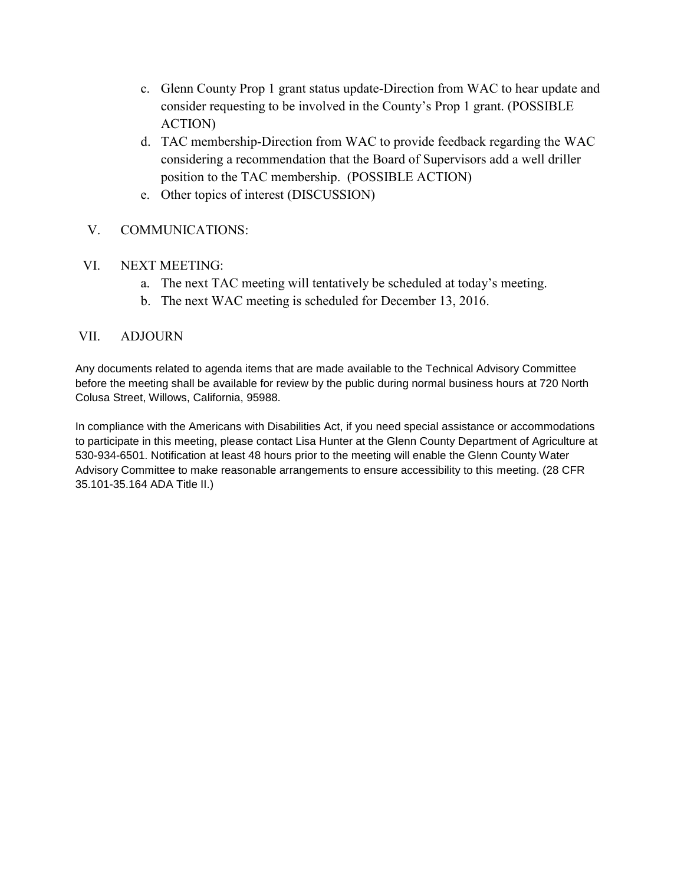c. Glenn County Prop 1 grant status update-Direction from WAC to hear update and consider requesting to be involved in the County's Prop 1 grant. (POSSIBLE ACTION)
d. TAC membership-Direction from WAC to provide feedback regarding the WAC considering a recommendation that the Board of Supervisors add a well driller position to the TAC membership. (POSSIBLE ACTION)
e. Other topics of interest (DISCUSSION)

V. COMMUNICATIONS:

VI. NEXT MEETING:
   a. The next TAC meeting will tentatively be scheduled at today's meeting.
   b. The next WAC meeting is scheduled for December 13, 2016.

VII. ADJOURN

Any documents related to agenda items that are made available to the Technical Advisory Committee before the meeting shall be available for review by the public during normal business hours at 720 North Colusa Street, Willows, California, 95988.

In compliance with the Americans with Disabilities Act, if you need special assistance or accommodations to participate in this meeting, please contact Lisa Hunter at the Glenn County Department of Agriculture at 530-934-6501. Notification at least 48 hours prior to the meeting will enable the Glenn County Water Advisory Committee to make reasonable arrangements to ensure accessibility to this meeting. (28 CFR 35.101-35.164 ADA Title II.)